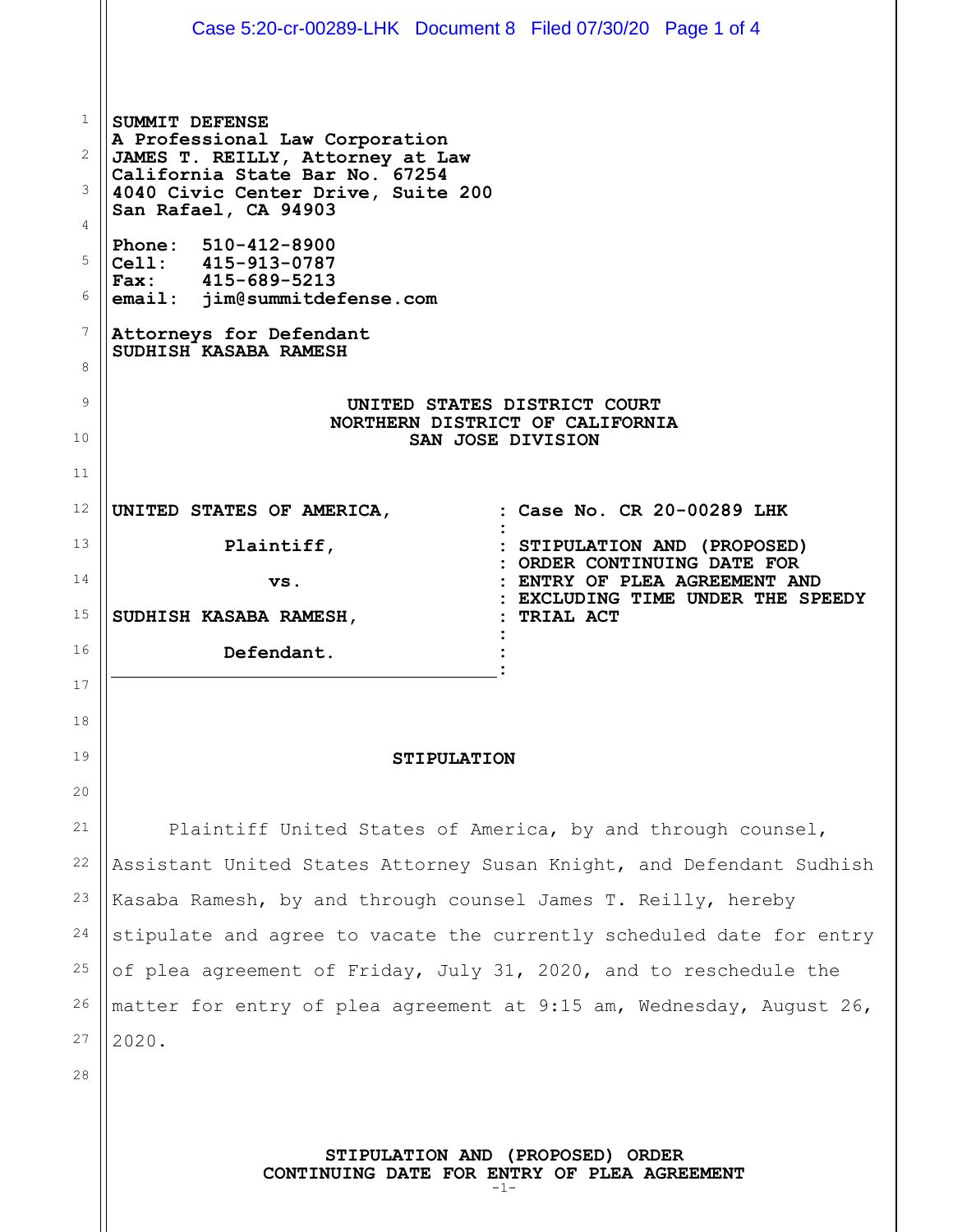**SUMMIT DEFENSE**
**A Professional Law Corporation**
**JAMES T. REILLY, Attorney at Law**
**California State Bar No. 67254**
**4040 Civic Center Drive, Suite 200**
**San Rafael, CA 94903**

**Phone: 510-412-8900**
**Cell: 415-913-0787**
**Fax: 415-689-5213**
**email: jim@summitdefense.com**

**Attorneys for Defendant**
**SUDHISH KASABA RAMESH**

**UNITED STATES DISTRICT COURT**
**NORTHERN DISTRICT OF CALIFORNIA**
**SAN JOSE DIVISION**

| | |
|---|---|
| **UNITED STATES OF AMERICA,** | **Case No. CR 20-00289 LHK** |
| **Plaintiff,** | **STIPULATION AND (PROPOSED) ORDER CONTINUING DATE FOR ENTRY OF PLEA AGREEMENT AND EXCLUDING TIME UNDER THE SPEEDY TRIAL ACT** |
| **vs.** | |
| **SUDHISH KASABA RAMESH,** | |
| **Defendant.** | |

## STIPULATION

Plaintiff United States of America, by and through counsel, Assistant United States Attorney Susan Knight, and Defendant Sudhish Kasaba Ramesh, by and through counsel James T. Reilly, hereby stipulate and agree to vacate the currently scheduled date for entry of plea agreement of Friday, July 31, 2020, and to reschedule the matter for entry of plea agreement at 9:15 am, Wednesday, August 26, 2020.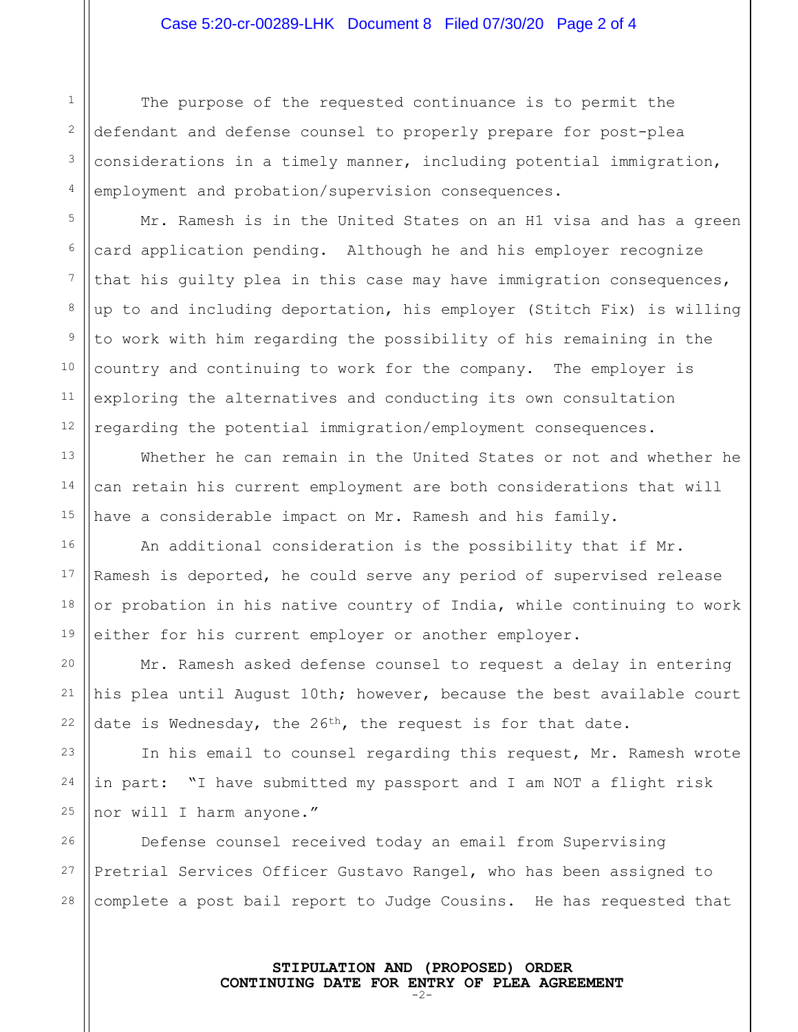The purpose of the requested continuance is to permit the defendant and defense counsel to properly prepare for post-plea considerations in a timely manner, including potential immigration, employment and probation/supervision consequences.

Mr. Ramesh is in the United States on an H1 visa and has a green card application pending. Although he and his employer recognize that his guilty plea in this case may have immigration consequences, up to and including deportation, his employer (Stitch Fix) is willing to work with him regarding the possibility of his remaining in the country and continuing to work for the company. The employer is exploring the alternatives and conducting its own consultation regarding the potential immigration/employment consequences.

Whether he can remain in the United States or not and whether he can retain his current employment are both considerations that will have a considerable impact on Mr. Ramesh and his family.

An additional consideration is the possibility that if Mr. Ramesh is deported, he could serve any period of supervised release or probation in his native country of India, while continuing to work either for his current employer or another employer.

Mr. Ramesh asked defense counsel to request a delay in entering his plea until August 10th; however, because the best available court date is Wednesday, the 26th, the request is for that date.

In his email to counsel regarding this request, Mr. Ramesh wrote in part: "I have submitted my passport and I am NOT a flight risk nor will I harm anyone."

Defense counsel received today an email from Supervising Pretrial Services Officer Gustavo Rangel, who has been assigned to complete a post bail report to Judge Cousins. He has requested that

**STIPULATION AND (PROPOSED) ORDER**
**CONTINUING DATE FOR ENTRY OF PLEA AGREEMENT**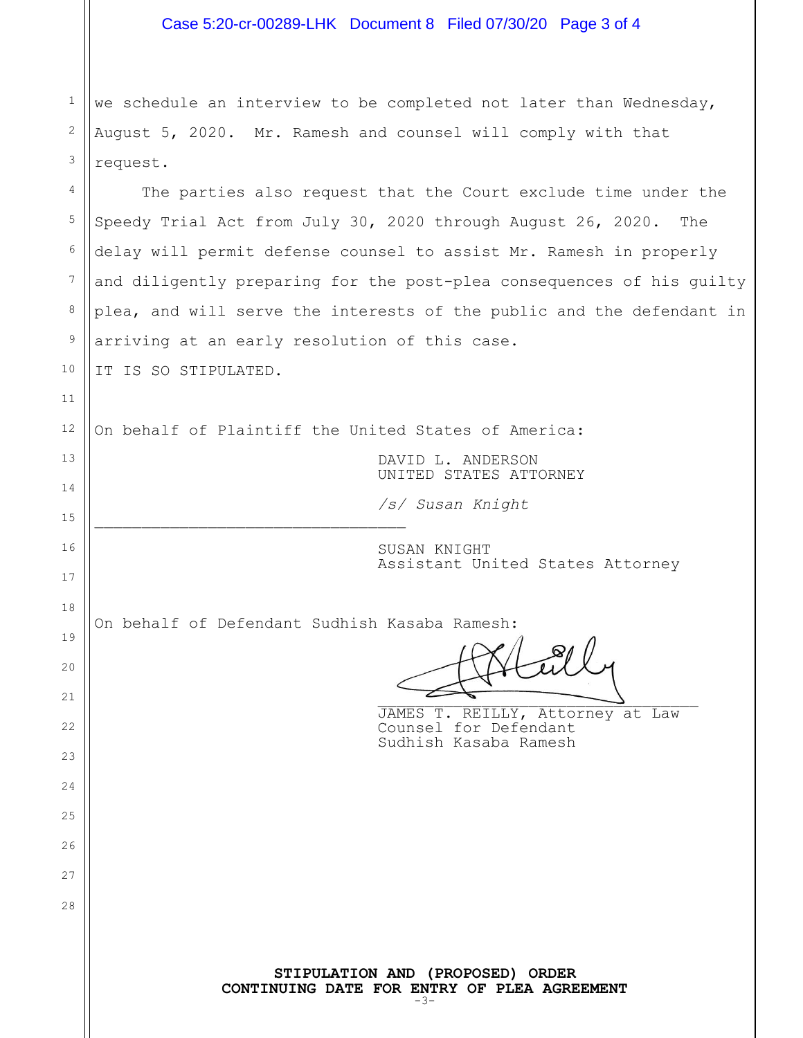we schedule an interview to be completed not later than Wednesday, August 5, 2020. Mr. Ramesh and counsel will comply with that request.

The parties also request that the Court exclude time under the Speedy Trial Act from July 30, 2020 through August 26, 2020. The delay will permit defense counsel to assist Mr. Ramesh in properly and diligently preparing for the post-plea consequences of his guilty plea, and will serve the interests of the public and the defendant in arriving at an early resolution of this case.

IT IS SO STIPULATED.

On behalf of Plaintiff the United States of America:

DAVID L. ANDERSON
UNITED STATES ATTORNEY

*/s/ Susan Knight*

______________________________

SUSAN KNIGHT
Assistant United States Attorney

On behalf of Defendant Sudhish Kasaba Ramesh:

______________________________

JAMES T. REILLY, Attorney at Law
Counsel for Defendant
Sudhish Kasaba Ramesh

**STIPULATION AND (PROPOSED) ORDER**
**CONTINUING DATE FOR ENTRY OF PLEA AGREEMENT**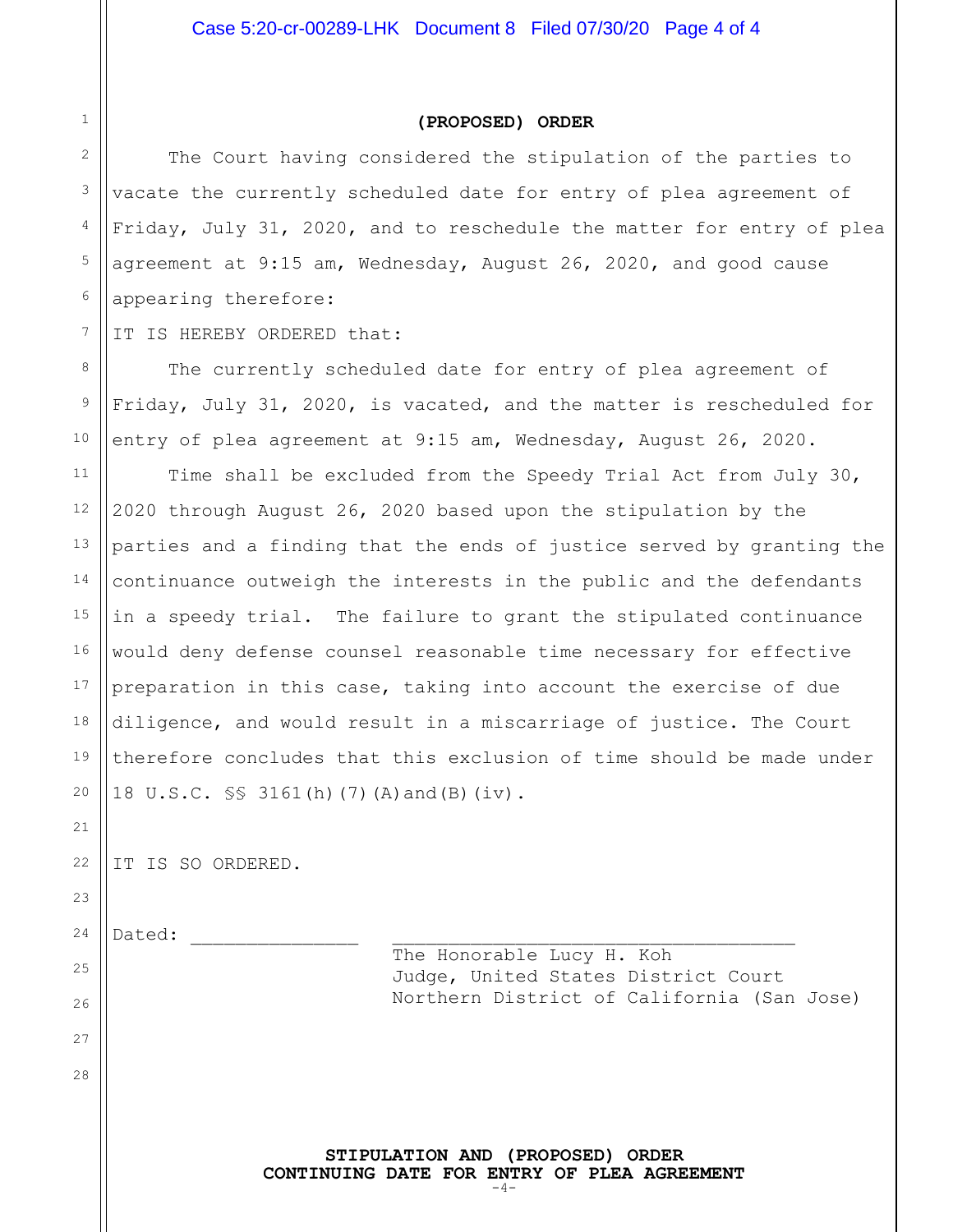**(PROPOSED) ORDER**

The Court having considered the stipulation of the parties to vacate the currently scheduled date for entry of plea agreement of Friday, July 31, 2020, and to reschedule the matter for entry of plea agreement at 9:15 am, Wednesday, August 26, 2020, and good cause appearing therefore:

IT IS HEREBY ORDERED that:

The currently scheduled date for entry of plea agreement of Friday, July 31, 2020, is vacated, and the matter is rescheduled for entry of plea agreement at 9:15 am, Wednesday, August 26, 2020.

Time shall be excluded from the Speedy Trial Act from July 30, 2020 through August 26, 2020 based upon the stipulation by the parties and a finding that the ends of justice served by granting the continuance outweigh the interests in the public and the defendants in a speedy trial. The failure to grant the stipulated continuance would deny defense counsel reasonable time necessary for effective preparation in this case, taking into account the exercise of due diligence, and would result in a miscarriage of justice. The Court therefore concludes that this exclusion of time should be made under 18 U.S.C. §§ 3161(h)(7)(A)and(B)(iv).

IT IS SO ORDERED.

Dated: ______________ ____________________________________

The Honorable Lucy H. Koh
Judge, United States District Court
Northern District of California (San Jose)

**STIPULATION AND (PROPOSED) ORDER CONTINUING DATE FOR ENTRY OF PLEA AGREEMENT**